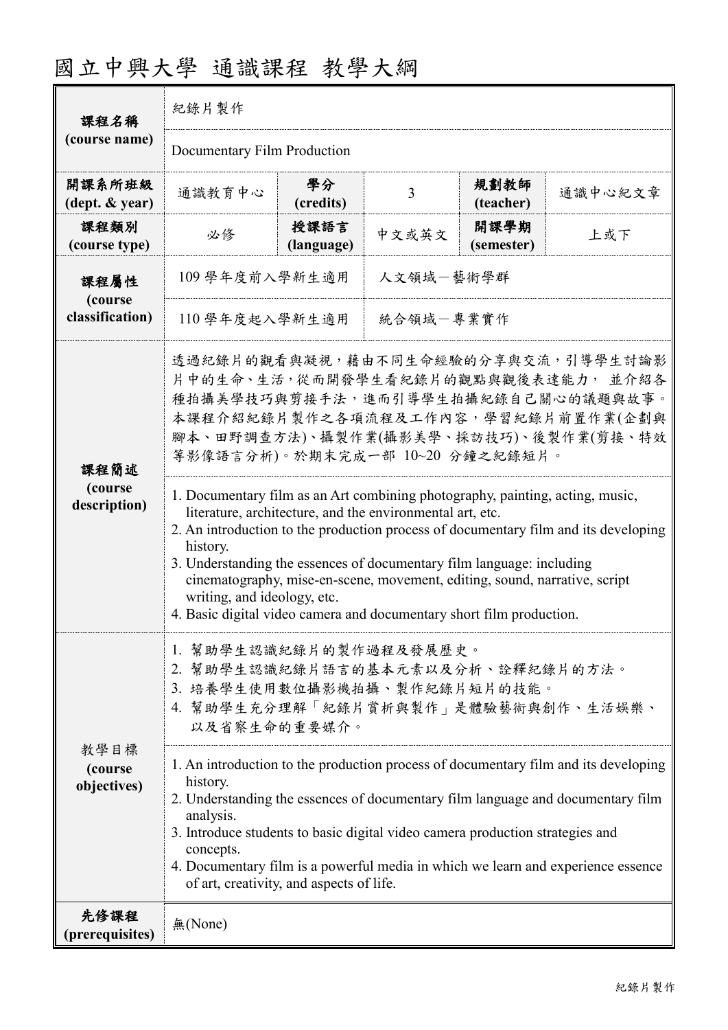# 國立中興大學 通識課程 教學大綱

| 課程名稱 (course name) | 紀錄片製作 | | | | |
|---|---|---|---|---|---|
| | Documentary Film Production | | | | |
| 開課系所班級 (dept. & year) | 通識教育中心 | 學分 (credits) | 3 | 規劃教師 (teacher) | 通識中心紀文章 |
| 課程類別 (course type) | 必修 | 授課語言 (language) | 中文或英文 | 開課學期 (semester) | 上或下 |
| 課程屬性 (course classification) | 109 學年度前入學新生適用 | 人文領域－藝術學群 | | | |
| | 110 學年度起入學新生適用 | 統合領域－專業實作 | | | |
| 課程簡述 (course description) | 透過紀錄片的觀看與凝視，藉由不同生命經驗的分享與交流，引導學生討論影片中的生命、生活，從而開發學生看紀錄片的觀點與觀後表達能力， 並介紹各種拍攝美學技巧與剪接手法，進而引導學生拍攝紀錄自己關心的議題與故事。本課程介紹紀錄片製作之各項流程及工作內容，學習紀錄片前置作業(企劃與腳本、田野調查方法)、攝製作業(攝影美學、採訪技巧)、後製作業(剪接、特效等影像語言分析)。於期末完成一部 10~20 分鐘之紀錄短片。 | | | | |
| | 1. Documentary film as an Art combining photography, painting, acting, music, literature, architecture, and the environmental art, etc.<br>2. An introduction to the production process of documentary film and its developing history.<br>3. Understanding the essences of documentary film language: including cinematography, mise-en-scene, movement, editing, sound, narrative, script writing, and ideology, etc.<br>4. Basic digital video camera and documentary short film production. | | | | |
| 教學目標 (course objectives) | 1. 幫助學生認識紀錄片的製作過程及發展歷史。<br>2. 幫助學生認識紀錄片語言的基本元素以及分析、詮釋紀錄片的方法。<br>3. 培養學生使用數位攝影機拍攝、製作紀錄片短片的技能。<br>4. 幫助學生充分理解「紀錄片賞析與製作」是體驗藝術與創作、生活娛樂、以及省察生命的重要媒介。 | | | | |
| | 1. An introduction to the production process of documentary film and its developing history.<br>2. Understanding the essences of documentary film language and documentary film analysis.<br>3. Introduce students to basic digital video camera production strategies and concepts.<br>4. Documentary film is a powerful media in which we learn and experience essence of art, creativity, and aspects of life. | | | | |
| 先修課程 (prerequisites) | 無(None) | | | | |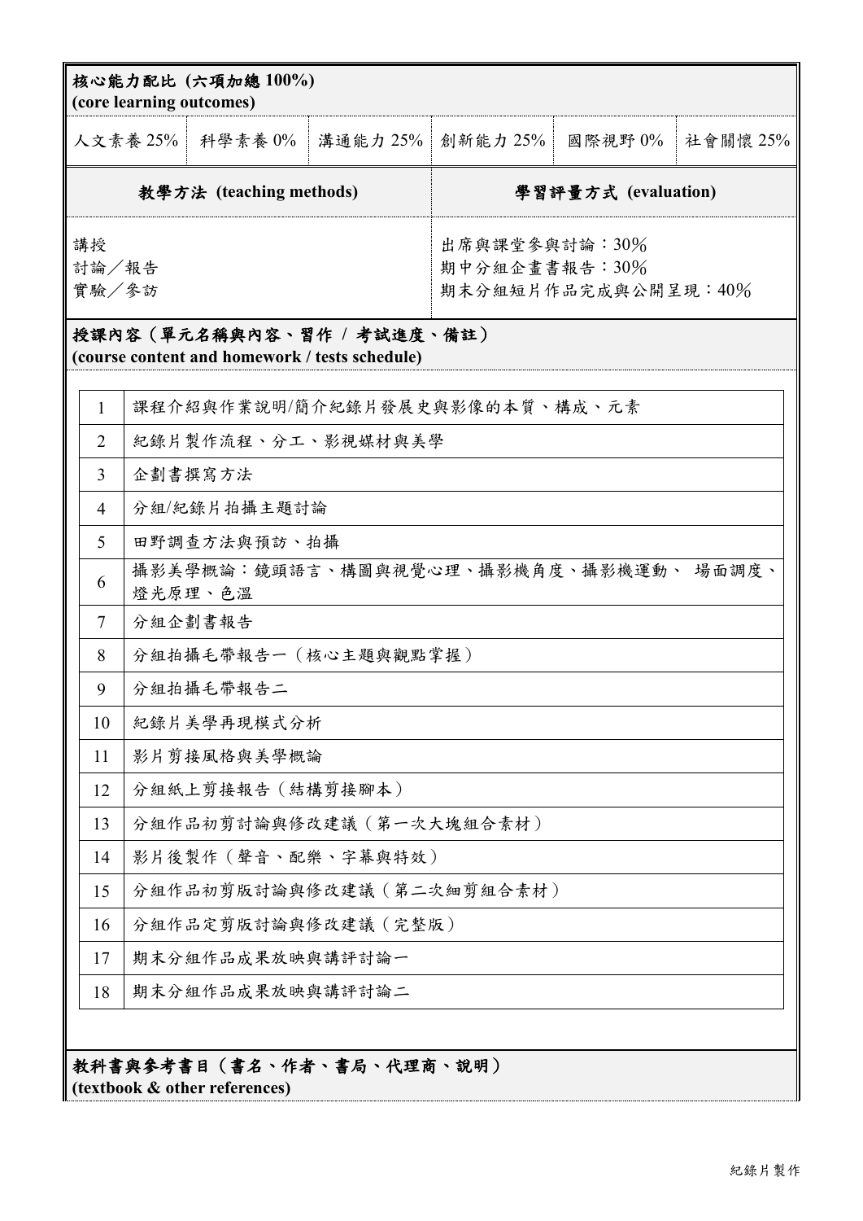**核心能力配比 (六項加總 100%)**
**(core learning outcomes)**

| 人文素養 25% | 科學素養 0% | 溝通能力 25% | 創新能力 25% | 國際視野 0% | 社會關懷 25% |
|---|---|---|---|---|---|

| 教學方法 (teaching methods) | 學習評量方式 (evaluation) |
|---|---|
| 講授<br>討論／報告<br>實驗／參訪 | 出席與課堂參與討論：30%<br>期中分組企畫書報告：30%<br>期末分組短片作品完成與公開呈現：40% |

**授課內容（單元名稱與內容、習作 / 考試進度、備註）**
**(course content and homework / tests schedule)**

| | |
|---|---|
| 1 | 課程介紹與作業說明/簡介紀錄片發展史與影像的本質、構成、元素 |
| 2 | 紀錄片製作流程、分工、影視媒材與美學 |
| 3 | 企劃書撰寫方法 |
| 4 | 分組/紀錄片拍攝主題討論 |
| 5 | 田野調查方法與預訪、拍攝 |
| 6 | 攝影美學概論：鏡頭語言、構圖與視覺心理、攝影機角度、攝影機運動、 場面調度、燈光原理、色溫 |
| 7 | 分組企劃書報告 |
| 8 | 分組拍攝毛帶報告一（核心主題與觀點掌握） |
| 9 | 分組拍攝毛帶報告二 |
| 10 | 紀錄片美學再現模式分析 |
| 11 | 影片剪接風格與美學概論 |
| 12 | 分組紙上剪接報告（結構剪接腳本） |
| 13 | 分組作品初剪討論與修改建議（第一次大塊組合素材） |
| 14 | 影片後製作（聲音、配樂、字幕與特效） |
| 15 | 分組作品初剪版討論與修改建議（第二次細剪組合素材） |
| 16 | 分組作品定剪版討論與修改建議（完整版） |
| 17 | 期末分組作品成果放映與講評討論一 |
| 18 | 期末分組作品成果放映與講評討論二 |

**教科書與參考書目（書名、作者、書局、代理商、說明）**
**(textbook & other references)**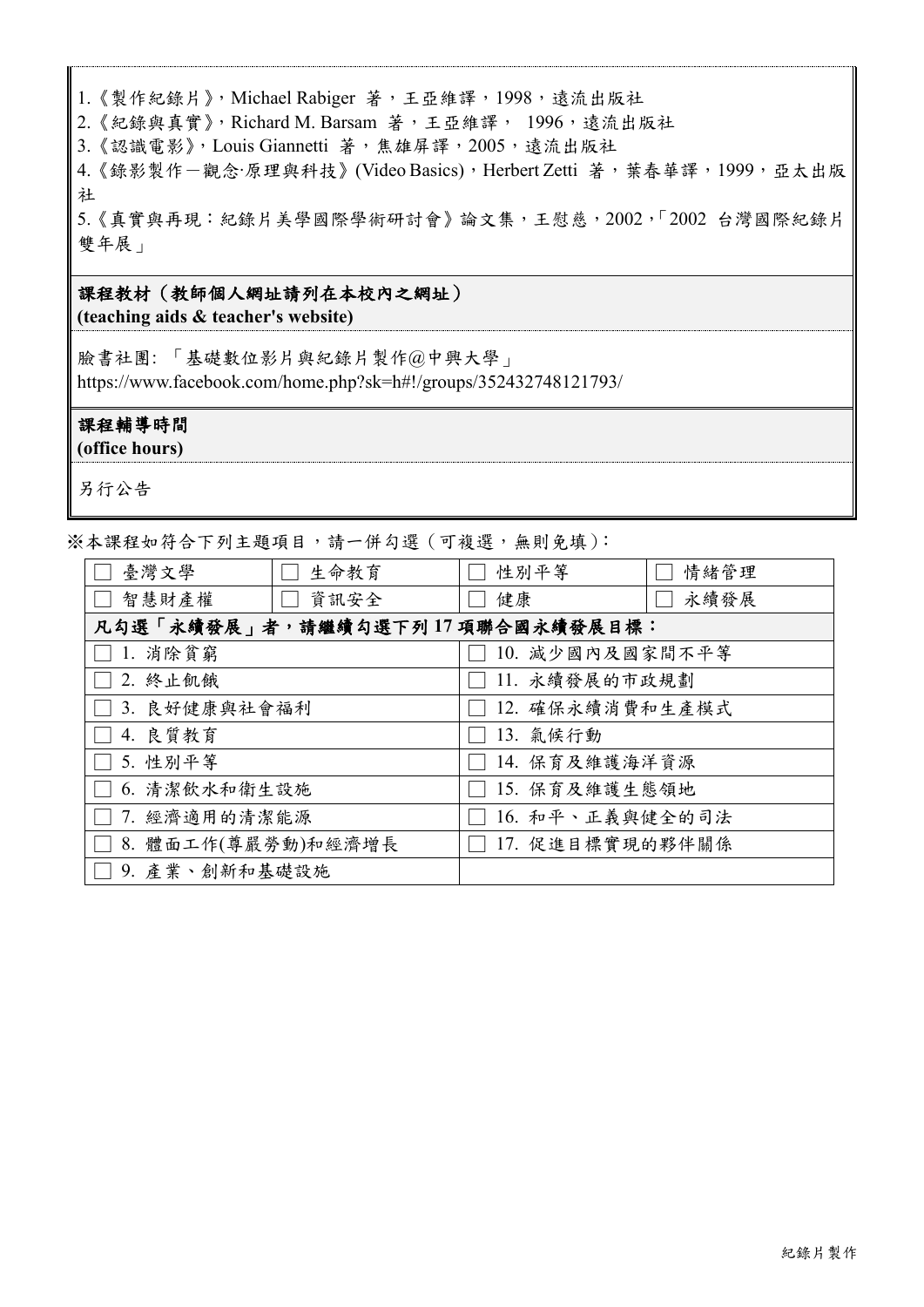1.《製作紀錄片》, Michael Rabiger 著，王亞維譯，1998，遠流出版社

2.《紀錄與真實》, Richard M. Barsam 著，王亞維譯， 1996，遠流出版社

3.《認識電影》, Louis Giannetti 著，焦雄屏譯，2005，遠流出版社

4.《錄影製作－觀念·原理與科技》(Video Basics)，Herbert Zetti 著，葉春華譯，1999，亞太出版社

5.《真實與再現：紀錄片美學國際學術研討會》論文集，王慰慈，2002，「2002 台灣國際紀錄片雙年展」

**課程教材（教師個人網址請列在本校內之網址）**
**(teaching aids & teacher's website)**

臉書社團: 「基礎數位影片與紀錄片製作@中興大學」
https://www.facebook.com/home.php?sk=h#!/groups/352432748121793/

**課程輔導時間**
**(office hours)**

另行公告

※本課程如符合下列主題項目，請一併勾選（可複選，無則免填）:

| | | | |
|---|---|---|---|
| ☐ 臺灣文學 | ☐ 生命教育 | ☐ 性別平等 | ☐ 情緒管理 |
| ☐ 智慧財產權 | ☐ 資訊安全 | ☐ 健康 | ☐ 永續發展 |
| **凡勾選「永續發展」者，請繼續勾選下列 17 項聯合國永續發展目標：** | | | |
| ☐ 1. 消除貧窮 | | ☐ 10. 減少國內及國家間不平等 | |
| ☐ 2. 終止飢餓 | | ☐ 11. 永續發展的市政規劃 | |
| ☐ 3. 良好健康與社會福利 | | ☐ 12. 確保永續消費和生產模式 | |
| ☐ 4. 良質教育 | | ☐ 13. 氣候行動 | |
| ☐ 5. 性別平等 | | ☐ 14. 保育及維護海洋資源 | |
| ☐ 6. 清潔飲水和衛生設施 | | ☐ 15. 保育及維護生態領地 | |
| ☐ 7. 經濟適用的清潔能源 | | ☐ 16. 和平、正義與健全的司法 | |
| ☐ 8. 體面工作(尊嚴勞動)和經濟增長 | | ☐ 17. 促進目標實現的夥伴關係 | |
| ☐ 9. 產業、創新和基礎設施 | | | |